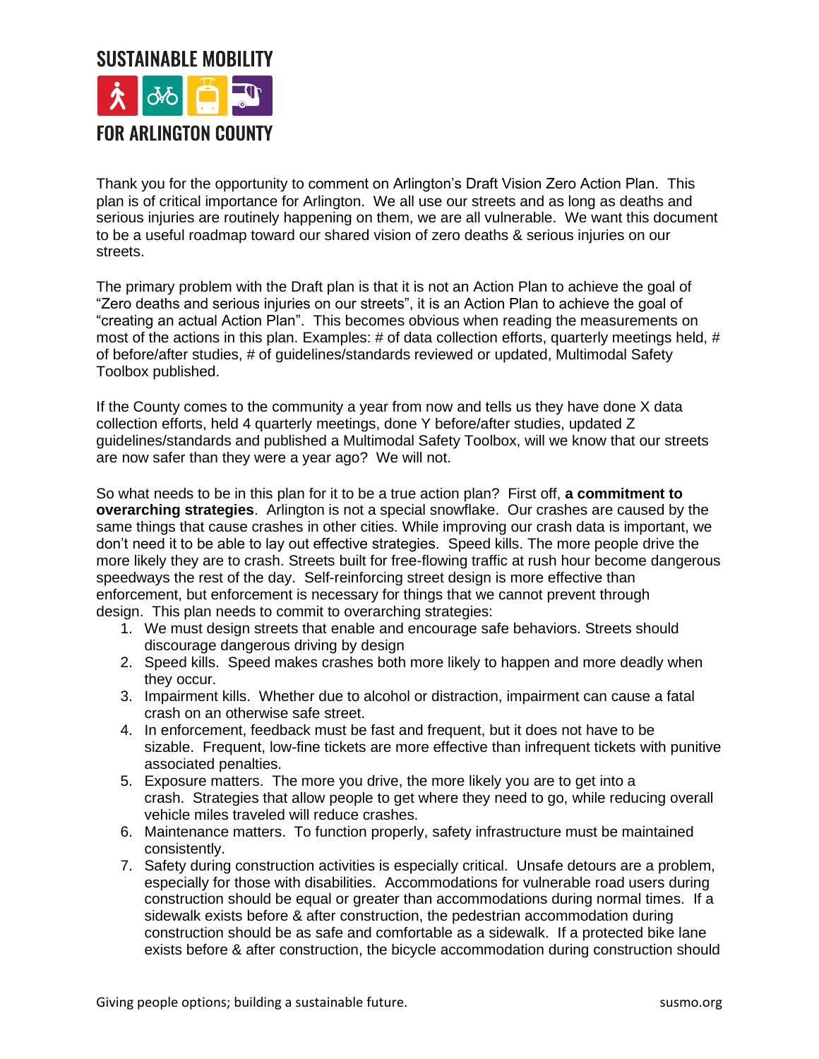# SUSTAINABLE MOBILITY FOR ARLINGTON COUNTY

Thank you for the opportunity to comment on Arlington's Draft Vision Zero Action Plan. This plan is of critical importance for Arlington. We all use our streets and as long as deaths and serious injuries are routinely happening on them, we are all vulnerable. We want this document to be a useful roadmap toward our shared vision of zero deaths & serious injuries on our streets.

The primary problem with the Draft plan is that it is not an Action Plan to achieve the goal of "Zero deaths and serious injuries on our streets", it is an Action Plan to achieve the goal of "creating an actual Action Plan". This becomes obvious when reading the measurements on most of the actions in this plan. Examples: # of data collection efforts, quarterly meetings held, # of before/after studies, # of guidelines/standards reviewed or updated, Multimodal Safety Toolbox published.

If the County comes to the community a year from now and tells us they have done X data collection efforts, held 4 quarterly meetings, done Y before/after studies, updated Z guidelines/standards and published a Multimodal Safety Toolbox, will we know that our streets are now safer than they were a year ago? We will not.

So what needs to be in this plan for it to be a true action plan? First off, **a commitment to overarching strategies**. Arlington is not a special snowflake. Our crashes are caused by the same things that cause crashes in other cities. While improving our crash data is important, we don't need it to be able to lay out effective strategies. Speed kills. The more people drive the more likely they are to crash. Streets built for free-flowing traffic at rush hour become dangerous speedways the rest of the day. Self-reinforcing street design is more effective than enforcement, but enforcement is necessary for things that we cannot prevent through design. This plan needs to commit to overarching strategies:

1. We must design streets that enable and encourage safe behaviors. Streets should discourage dangerous driving by design
2. Speed kills. Speed makes crashes both more likely to happen and more deadly when they occur.
3. Impairment kills. Whether due to alcohol or distraction, impairment can cause a fatal crash on an otherwise safe street.
4. In enforcement, feedback must be fast and frequent, but it does not have to be sizable. Frequent, low-fine tickets are more effective than infrequent tickets with punitive associated penalties.
5. Exposure matters. The more you drive, the more likely you are to get into a crash. Strategies that allow people to get where they need to go, while reducing overall vehicle miles traveled will reduce crashes.
6. Maintenance matters. To function properly, safety infrastructure must be maintained consistently.
7. Safety during construction activities is especially critical. Unsafe detours are a problem, especially for those with disabilities. Accommodations for vulnerable road users during construction should be equal or greater than accommodations during normal times. If a sidewalk exists before & after construction, the pedestrian accommodation during construction should be as safe and comfortable as a sidewalk. If a protected bike lane exists before & after construction, the bicycle accommodation during construction should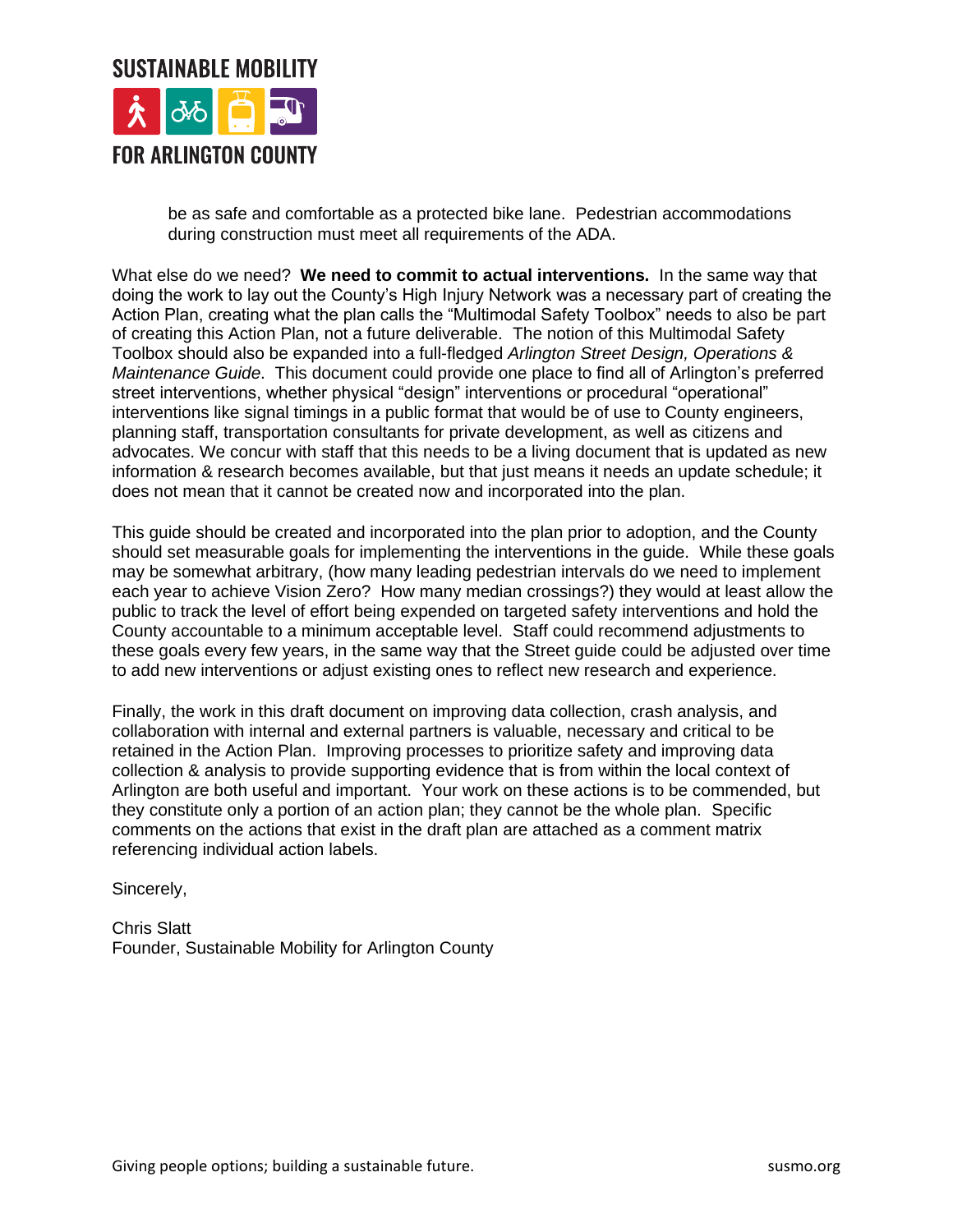be as safe and comfortable as a protected bike lane. Pedestrian accommodations during construction must meet all requirements of the ADA.

What else do we need? **We need to commit to actual interventions.** In the same way that doing the work to lay out the County's High Injury Network was a necessary part of creating the Action Plan, creating what the plan calls the "Multimodal Safety Toolbox" needs to also be part of creating this Action Plan, not a future deliverable. The notion of this Multimodal Safety Toolbox should also be expanded into a full-fledged *Arlington Street Design, Operations & Maintenance Guide*. This document could provide one place to find all of Arlington's preferred street interventions, whether physical "design" interventions or procedural "operational" interventions like signal timings in a public format that would be of use to County engineers, planning staff, transportation consultants for private development, as well as citizens and advocates. We concur with staff that this needs to be a living document that is updated as new information & research becomes available, but that just means it needs an update schedule; it does not mean that it cannot be created now and incorporated into the plan.

This guide should be created and incorporated into the plan prior to adoption, and the County should set measurable goals for implementing the interventions in the guide. While these goals may be somewhat arbitrary, (how many leading pedestrian intervals do we need to implement each year to achieve Vision Zero? How many median crossings?) they would at least allow the public to track the level of effort being expended on targeted safety interventions and hold the County accountable to a minimum acceptable level. Staff could recommend adjustments to these goals every few years, in the same way that the Street guide could be adjusted over time to add new interventions or adjust existing ones to reflect new research and experience.

Finally, the work in this draft document on improving data collection, crash analysis, and collaboration with internal and external partners is valuable, necessary and critical to be retained in the Action Plan. Improving processes to prioritize safety and improving data collection & analysis to provide supporting evidence that is from within the local context of Arlington are both useful and important. Your work on these actions is to be commended, but they constitute only a portion of an action plan; they cannot be the whole plan. Specific comments on the actions that exist in the draft plan are attached as a comment matrix referencing individual action labels.

Sincerely,

Chris Slatt
Founder, Sustainable Mobility for Arlington County